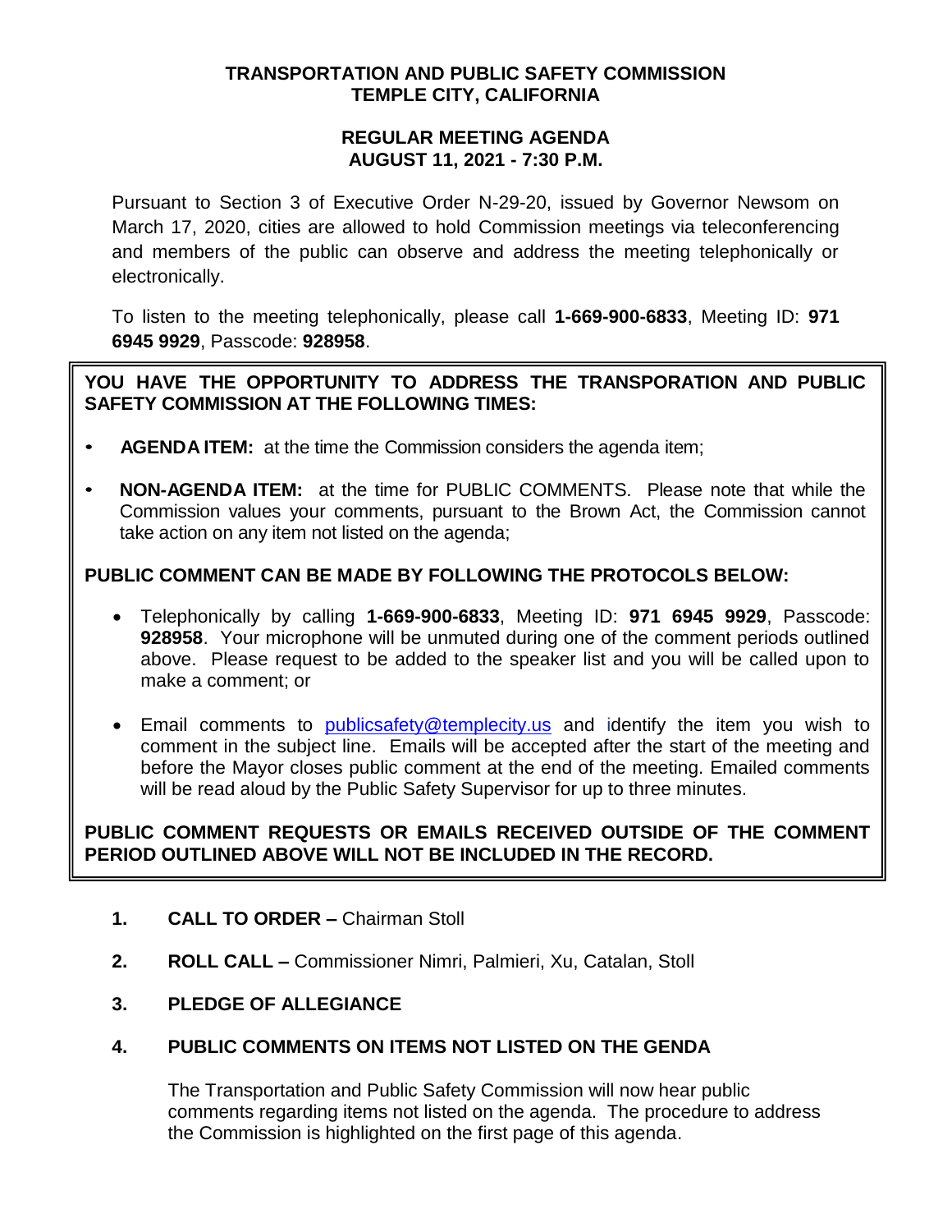**TRANSPORTATION AND PUBLIC SAFETY COMMISSION**
**TEMPLE CITY, CALIFORNIA**

**REGULAR MEETING AGENDA**
**AUGUST 11, 2021 - 7:30 P.M.**

Pursuant to Section 3 of Executive Order N-29-20, issued by Governor Newsom on March 17, 2020, cities are allowed to hold Commission meetings via teleconferencing and members of the public can observe and address the meeting telephonically or electronically.

To listen to the meeting telephonically, please call **1-669-900-6833**, Meeting ID: **971 6945 9929**, Passcode: **928958**.

**YOU HAVE THE OPPORTUNITY TO ADDRESS THE TRANSPORATION AND PUBLIC SAFETY COMMISSION AT THE FOLLOWING TIMES:**

- **AGENDA ITEM:** at the time the Commission considers the agenda item;
- **NON-AGENDA ITEM:** at the time for PUBLIC COMMENTS. Please note that while the Commission values your comments, pursuant to the Brown Act, the Commission cannot take action on any item not listed on the agenda;

**PUBLIC COMMENT CAN BE MADE BY FOLLOWING THE PROTOCOLS BELOW:**

- Telephonically by calling **1-669-900-6833**, Meeting ID: **971 6945 9929**, Passcode: **928958**. Your microphone will be unmuted during one of the comment periods outlined above. Please request to be added to the speaker list and you will be called upon to make a comment; or
- Email comments to publicsafety@templecity.us and identify the item you wish to comment in the subject line. Emails will be accepted after the start of the meeting and before the Mayor closes public comment at the end of the meeting. Emailed comments will be read aloud by the Public Safety Supervisor for up to three minutes.

**PUBLIC COMMENT REQUESTS OR EMAILS RECEIVED OUTSIDE OF THE COMMENT PERIOD OUTLINED ABOVE WILL NOT BE INCLUDED IN THE RECORD.**

1. **CALL TO ORDER –** Chairman Stoll

2. **ROLL CALL –** Commissioner Nimri, Palmieri, Xu, Catalan, Stoll

3. **PLEDGE OF ALLEGIANCE**

4. **PUBLIC COMMENTS ON ITEMS NOT LISTED ON THE GENDA**

   The Transportation and Public Safety Commission will now hear public comments regarding items not listed on the agenda. The procedure to address the Commission is highlighted on the first page of this agenda.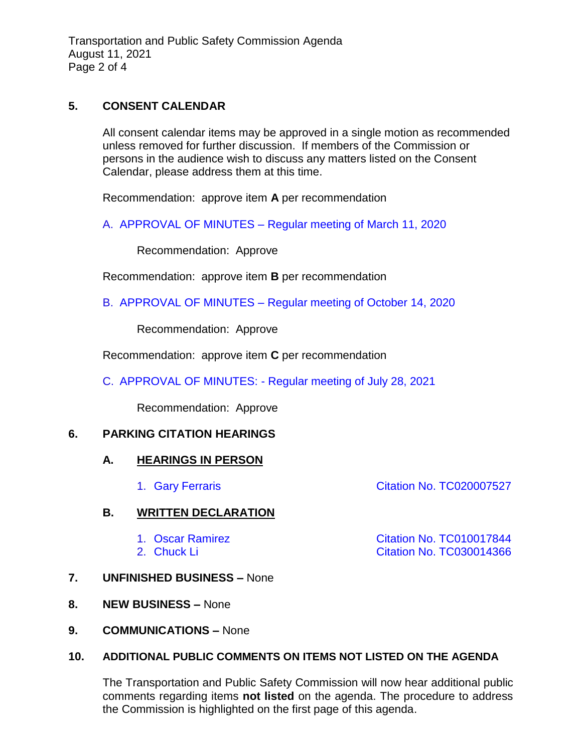## 5. CONSENT CALENDAR

All consent calendar items may be approved in a single motion as recommended unless removed for further discussion. If members of the Commission or persons in the audience wish to discuss any matters listed on the Consent Calendar, please address them at this time.

Recommendation: approve item **A** per recommendation

A. APPROVAL OF MINUTES – Regular meeting of March 11, 2020

Recommendation: Approve

Recommendation: approve item **B** per recommendation

B. APPROVAL OF MINUTES – Regular meeting of October 14, 2020

Recommendation: Approve

Recommendation: approve item **C** per recommendation

C. APPROVAL OF MINUTES: - Regular meeting of July 28, 2021

Recommendation: Approve

## 6. PARKING CITATION HEARINGS

### A. HEARINGS IN PERSON

1. Gary Ferraris — Citation No. TC020007527

### B. WRITTEN DECLARATION

1. Oscar Ramirez — Citation No. TC010017844
2. Chuck Li — Citation No. TC030014366

## 7. UNFINISHED BUSINESS – None

## 8. NEW BUSINESS – None

## 9. COMMUNICATIONS – None

## 10. ADDITIONAL PUBLIC COMMENTS ON ITEMS NOT LISTED ON THE AGENDA

The Transportation and Public Safety Commission will now hear additional public comments regarding items **not listed** on the agenda. The procedure to address the Commission is highlighted on the first page of this agenda.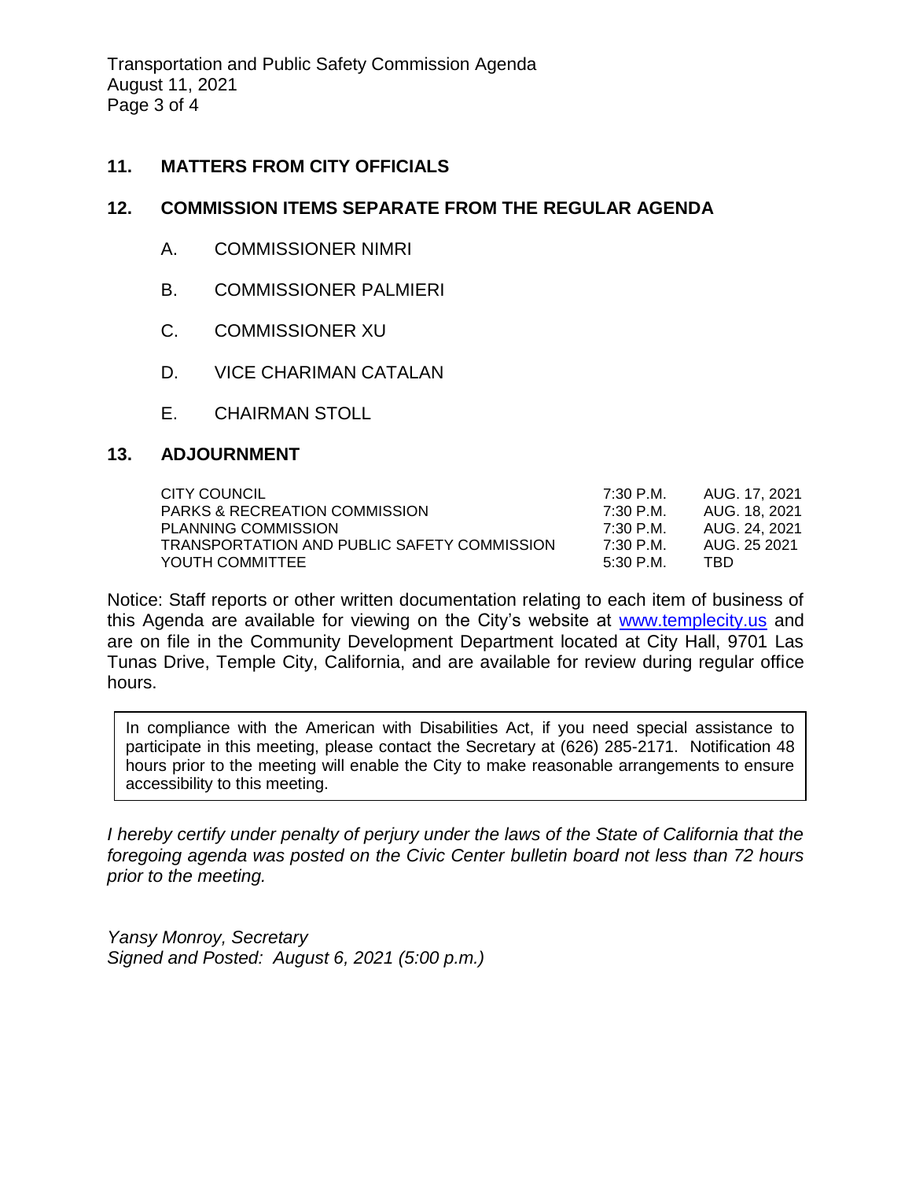## 11. MATTERS FROM CITY OFFICIALS

## 12. COMMISSION ITEMS SEPARATE FROM THE REGULAR AGENDA

A. COMMISSIONER NIMRI

B. COMMISSIONER PALMIERI

C. COMMISSIONER XU

D. VICE CHARIMAN CATALAN

E. CHAIRMAN STOLL

## 13. ADJOURNMENT

| | | |
|---|---|---|
| CITY COUNCIL | 7:30 P.M. | AUG. 17, 2021 |
| PARKS & RECREATION COMMISSION | 7:30 P.M. | AUG. 18, 2021 |
| PLANNING COMMISSION | 7:30 P.M. | AUG. 24, 2021 |
| TRANSPORTATION AND PUBLIC SAFETY COMMISSION | 7:30 P.M. | AUG. 25 2021 |
| YOUTH COMMITTEE | 5:30 P.M. | TBD |

Notice: Staff reports or other written documentation relating to each item of business of this Agenda are available for viewing on the City's website at www.templecity.us and are on file in the Community Development Department located at City Hall, 9701 Las Tunas Drive, Temple City, California, and are available for review during regular office hours.

> In compliance with the American with Disabilities Act, if you need special assistance to participate in this meeting, please contact the Secretary at (626) 285-2171. Notification 48 hours prior to the meeting will enable the City to make reasonable arrangements to ensure accessibility to this meeting.

*I hereby certify under penalty of perjury under the laws of the State of California that the foregoing agenda was posted on the Civic Center bulletin board not less than 72 hours prior to the meeting.*

*Yansy Monroy, Secretary*
*Signed and Posted: August 6, 2021 (5:00 p.m.)*